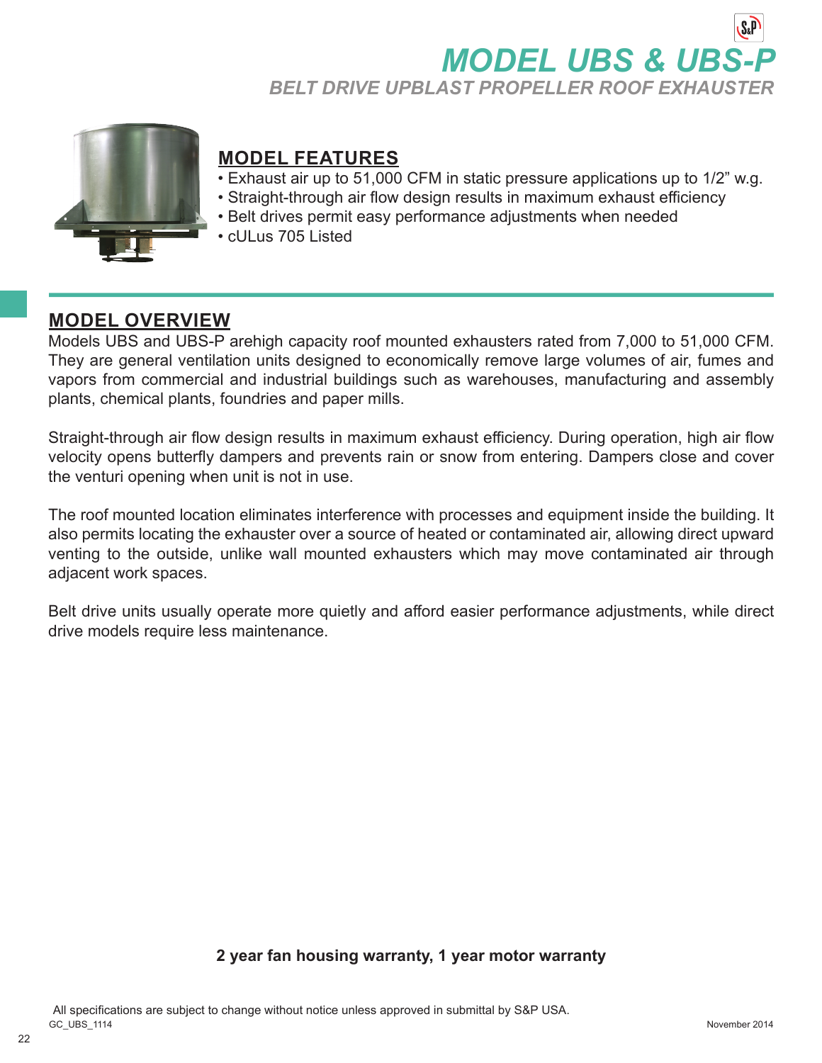# MODEL UBS & UBS-P

## BELT DRIVE UPBLAST PROPELLER ROOF EXHAUSTER

## MODEL FEATURES

- Exhaust air up to 51,000 CFM in static pressure applications up to 1/2" w.g.
- Straight-through air flow design results in maximum exhaust efficiency
- Belt drives permit easy performance adjustments when needed
- cULus 705 Listed

## MODEL OVERVIEW

Models UBS and UBS-P arehigh capacity roof mounted exhausters rated from 7,000 to 51,000 CFM. They are general ventilation units designed to economically remove large volumes of air, fumes and vapors from commercial and industrial buildings such as warehouses, manufacturing and assembly plants, chemical plants, foundries and paper mills.

Straight-through air flow design results in maximum exhaust efficiency. During operation, high air flow velocity opens butterfly dampers and prevents rain or snow from entering. Dampers close and cover the venturi opening when unit is not in use.

The roof mounted location eliminates interference with processes and equipment inside the building. It also permits locating the exhauster over a source of heated or contaminated air, allowing direct upward venting to the outside, unlike wall mounted exhausters which may move contaminated air through adjacent work spaces.

Belt drive units usually operate more quietly and afford easier performance adjustments, while direct drive models require less maintenance.

**2 year fan housing warranty, 1 year motor warranty**

All specifications are subject to change without notice unless approved in submittal by S&P USA.

GC_UBS_1114

November 2014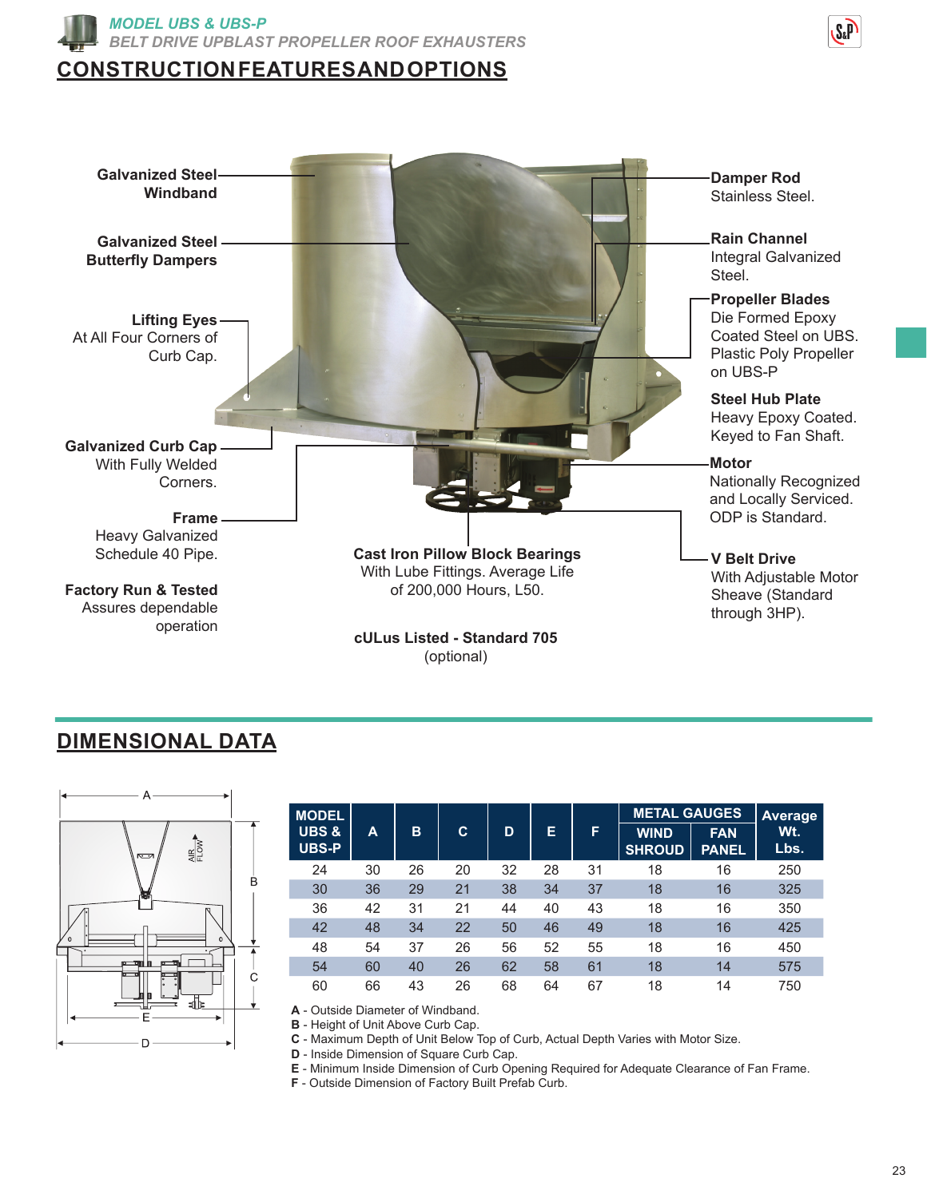## MODEL UBS & UBS-P

*BELT DRIVE UPBLAST PROPELLER ROOF EXHAUSTERS*

# CONSTRUCTION FEATURES AND OPTIONS

**Galvanized Steel Windband**

**Galvanized Steel Butterfly Dampers**

**Lifting Eyes**
At All Four Corners of Curb Cap.

**Galvanized Curb Cap**
With Fully Welded Corners.

**Frame**
Heavy Galvanized Schedule 40 Pipe.

**Factory Run & Tested**
Assures dependable operation

**Cast Iron Pillow Block Bearings**
With Lube Fittings. Average Life of 200,000 Hours, L50.

**cULus Listed - Standard 705**
(optional)

**Damper Rod**
Stainless Steel.

**Rain Channel**
Integral Galvanized Steel.

**Propeller Blades**
Die Formed Epoxy Coated Steel on UBS. Plastic Poly Propeller on UBS-P

**Steel Hub Plate**
Heavy Epoxy Coated. Keyed to Fan Shaft.

**Motor**
Nationally Recognized and Locally Serviced. ODP is Standard.

**V Belt Drive**
With Adjustable Motor Sheave (Standard through 3HP).

# DIMENSIONAL DATA

| MODEL UBS & UBS-P | A | B | C | D | E | F | METAL GAUGES | | Average Wt. Lbs. |
|---|---|---|---|---|---|---|---|---|---|
| | | | | | | | WIND SHROUD | FAN PANEL | |
| 24 | 30 | 26 | 20 | 32 | 28 | 31 | 18 | 16 | 250 |
| 30 | 36 | 29 | 21 | 38 | 34 | 37 | 18 | 16 | 325 |
| 36 | 42 | 31 | 21 | 44 | 40 | 43 | 18 | 16 | 350 |
| 42 | 48 | 34 | 22 | 50 | 46 | 49 | 18 | 16 | 425 |
| 48 | 54 | 37 | 26 | 56 | 52 | 55 | 18 | 16 | 450 |
| 54 | 60 | 40 | 26 | 62 | 58 | 61 | 18 | 14 | 575 |
| 60 | 66 | 43 | 26 | 68 | 64 | 67 | 18 | 14 | 750 |

**A** - Outside Diameter of Windband.
**B** - Height of Unit Above Curb Cap.
**C** - Maximum Depth of Unit Below Top of Curb, Actual Depth Varies with Motor Size.
**D** - Inside Dimension of Square Curb Cap.
**E** - Minimum Inside Dimension of Curb Opening Required for Adequate Clearance of Fan Frame.
**F** - Outside Dimension of Factory Built Prefab Curb.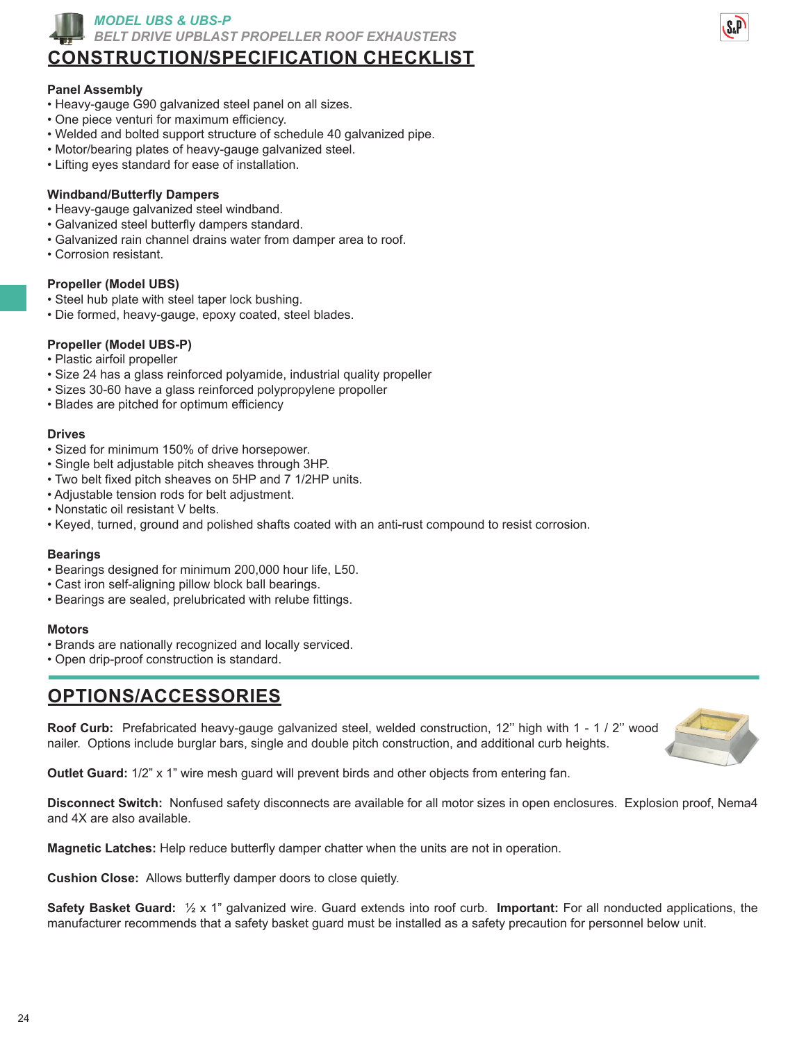*MODEL UBS & UBS-P*

*BELT DRIVE UPBLAST PROPELLER ROOF EXHAUSTERS*

# CONSTRUCTION/SPECIFICATION CHECKLIST

**Panel Assembly**
- Heavy-gauge G90 galvanized steel panel on all sizes.
- One piece venturi for maximum efficiency.
- Welded and bolted support structure of schedule 40 galvanized pipe.
- Motor/bearing plates of heavy-gauge galvanized steel.
- Lifting eyes standard for ease of installation.

**Windband/Butterfly Dampers**
- Heavy-gauge galvanized steel windband.
- Galvanized steel butterfly dampers standard.
- Galvanized rain channel drains water from damper area to roof.
- Corrosion resistant.

**Propeller (Model UBS)**
- Steel hub plate with steel taper lock bushing.
- Die formed, heavy-gauge, epoxy coated, steel blades.

**Propeller (Model UBS-P)**
- Plastic airfoil propeller
- Size 24 has a glass reinforced polyamide, industrial quality propeller
- Sizes 30-60 have a glass reinforced polypropylene propoller
- Blades are pitched for optimum efficiency

**Drives**
- Sized for minimum 150% of drive horsepower.
- Single belt adjustable pitch sheaves through 3HP.
- Two belt fixed pitch sheaves on 5HP and 7 1/2HP units.
- Adjustable tension rods for belt adjustment.
- Nonstatic oil resistant V belts.
- Keyed, turned, ground and polished shafts coated with an anti-rust compound to resist corrosion.

**Bearings**
- Bearings designed for minimum 200,000 hour life, L50.
- Cast iron self-aligning pillow block ball bearings.
- Bearings are sealed, prelubricated with relube fittings.

**Motors**
- Brands are nationally recognized and locally serviced.
- Open drip-proof construction is standard.

# OPTIONS/ACCESSORIES

**Roof Curb:** Prefabricated heavy-gauge galvanized steel, welded construction, 12'' high with 1 - 1 / 2'' wood nailer. Options include burglar bars, single and double pitch construction, and additional curb heights.

**Outlet Guard:** 1/2" x 1" wire mesh guard will prevent birds and other objects from entering fan.

**Disconnect Switch:** Nonfused safety disconnects are available for all motor sizes in open enclosures. Explosion proof, Nema4 and 4X are also available.

**Magnetic Latches:** Help reduce butterfly damper chatter when the units are not in operation.

**Cushion Close:** Allows butterfly damper doors to close quietly.

**Safety Basket Guard:** ½ x 1" galvanized wire. Guard extends into roof curb. **Important:** For all nonducted applications, the manufacturer recommends that a safety basket guard must be installed as a safety precaution for personnel below unit.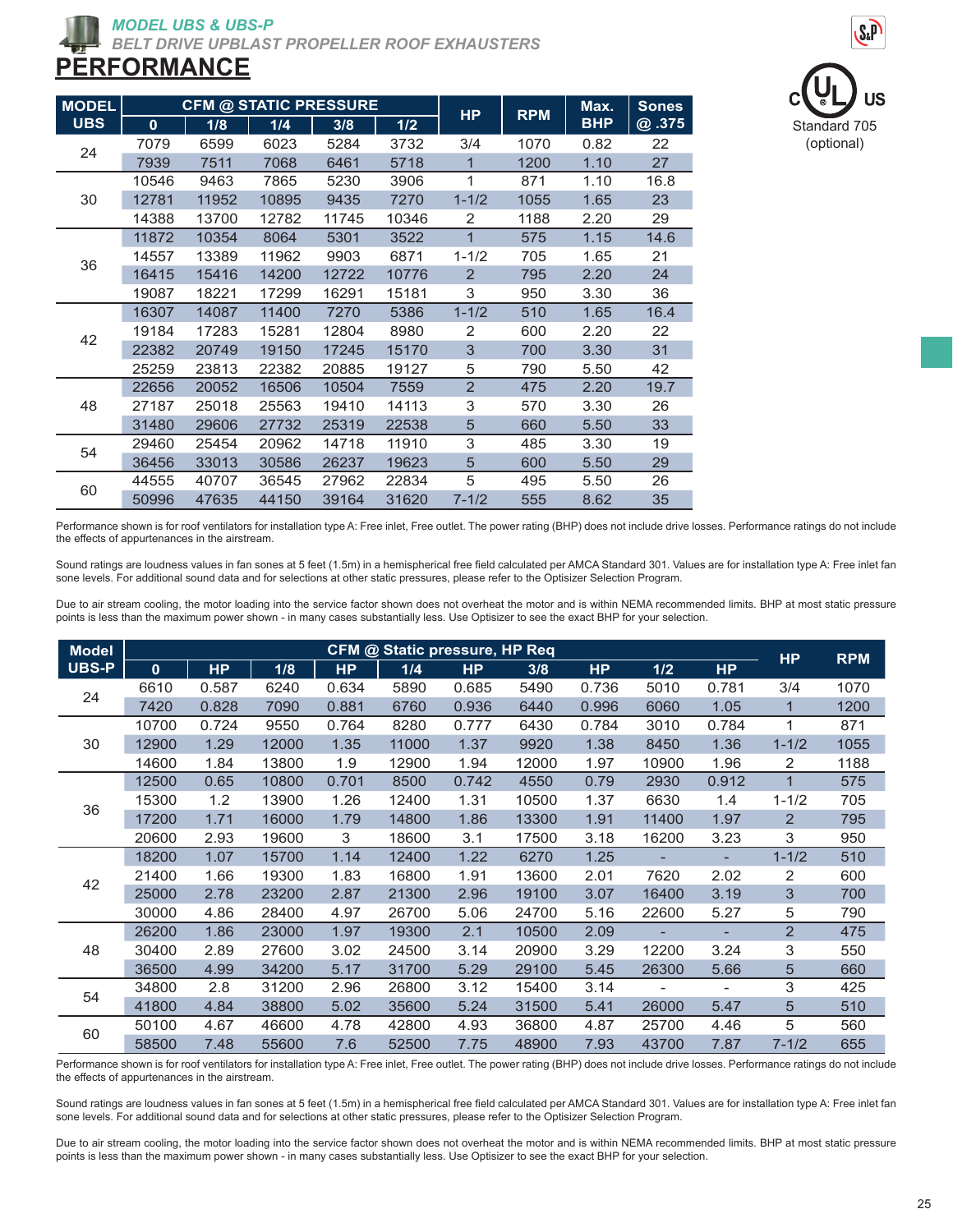## MODEL UBS & UBS-P

### BELT DRIVE UPBLAST PROPELLER ROOF EXHAUSTERS

# PERFORMANCE

cULus Standard 705 (optional)

| MODEL UBS | CFM @ STATIC PRESSURE | | | | | HP | RPM | Max. BHP | Sones @ .375 |
|---|---|---|---|---|---|---|---|---|---|
| | 0 | 1/8 | 1/4 | 3/8 | 1/2 | | | | |
| 24 | 7079 | 6599 | 6023 | 5284 | 3732 | 3/4 | 1070 | 0.82 | 22 |
| | 7939 | 7511 | 7068 | 6461 | 5718 | 1 | 1200 | 1.10 | 27 |
| 30 | 10546 | 9463 | 7865 | 5230 | 3906 | 1 | 871 | 1.10 | 16.8 |
| | 12781 | 11952 | 10895 | 9435 | 7270 | 1-1/2 | 1055 | 1.65 | 23 |
| | 14388 | 13700 | 12782 | 11745 | 10346 | 2 | 1188 | 2.20 | 29 |
| 36 | 11872 | 10354 | 8064 | 5301 | 3522 | 1 | 575 | 1.15 | 14.6 |
| | 14557 | 13389 | 11962 | 9903 | 6871 | 1-1/2 | 705 | 1.65 | 21 |
| | 16415 | 15416 | 14200 | 12722 | 10776 | 2 | 795 | 2.20 | 24 |
| | 19087 | 18221 | 17299 | 16291 | 15181 | 3 | 950 | 3.30 | 36 |
| 42 | 16307 | 14087 | 11400 | 7270 | 5386 | 1-1/2 | 510 | 1.65 | 16.4 |
| | 19184 | 17283 | 15281 | 12804 | 8980 | 2 | 600 | 2.20 | 22 |
| | 22382 | 20749 | 19150 | 17245 | 15170 | 3 | 700 | 3.30 | 31 |
| | 25259 | 23813 | 22382 | 20885 | 19127 | 5 | 790 | 5.50 | 42 |
| 48 | 22656 | 20052 | 16506 | 10504 | 7559 | 2 | 475 | 2.20 | 19.7 |
| | 27187 | 25018 | 25563 | 19410 | 14113 | 3 | 570 | 3.30 | 26 |
| | 31480 | 29606 | 27732 | 25319 | 22538 | 5 | 660 | 5.50 | 33 |
| 54 | 29460 | 25454 | 20962 | 14718 | 11910 | 3 | 485 | 3.30 | 19 |
| | 36456 | 33013 | 30586 | 26237 | 19623 | 5 | 600 | 5.50 | 29 |
| 60 | 44555 | 40707 | 36545 | 27962 | 22834 | 5 | 495 | 5.50 | 26 |
| | 50996 | 47635 | 44150 | 39164 | 31620 | 7-1/2 | 555 | 8.62 | 35 |

Performance shown is for roof ventilators for installation type A: Free inlet, Free outlet. The power rating (BHP) does not include drive losses. Performance ratings do not include the effects of appurtenances in the airstream.

Sound ratings are loudness values in fan sones at 5 feet (1.5m) in a hemispherical free field calculated per AMCA Standard 301. Values are for installation type A: Free inlet fan sone levels. For additional sound data and for selections at other static pressures, please refer to the Optisizer Selection Program.

Due to air stream cooling, the motor loading into the service factor shown does not overheat the motor and is within NEMA recommended limits. BHP at most static pressure points is less than the maximum power shown - in many cases substantially less. Use Optisizer to see the exact BHP for your selection.

| Model UBS-P | CFM @ Static pressure, HP Req | | | | | | | | | | HP | RPM |
|---|---|---|---|---|---|---|---|---|---|---|---|---|
| | 0 | HP | 1/8 | HP | 1/4 | HP | 3/8 | HP | 1/2 | HP | | |
| 24 | 6610 | 0.587 | 6240 | 0.634 | 5890 | 0.685 | 5490 | 0.736 | 5010 | 0.781 | 3/4 | 1070 |
| | 7420 | 0.828 | 7090 | 0.881 | 6760 | 0.936 | 6440 | 0.996 | 6060 | 1.05 | 1 | 1200 |
| 30 | 10700 | 0.724 | 9550 | 0.764 | 8280 | 0.777 | 6430 | 0.784 | 3010 | 0.784 | 1 | 871 |
| | 12900 | 1.29 | 12000 | 1.35 | 11000 | 1.37 | 9920 | 1.38 | 8450 | 1.36 | 1-1/2 | 1055 |
| | 14600 | 1.84 | 13800 | 1.9 | 12900 | 1.94 | 12000 | 1.97 | 10900 | 1.96 | 2 | 1188 |
| 36 | 12500 | 0.65 | 10800 | 0.701 | 8500 | 0.742 | 4550 | 0.79 | 2930 | 0.912 | 1 | 575 |
| | 15300 | 1.2 | 13900 | 1.26 | 12400 | 1.31 | 10500 | 1.37 | 6630 | 1.4 | 1-1/2 | 705 |
| | 17200 | 1.71 | 16000 | 1.79 | 14800 | 1.86 | 13300 | 1.91 | 11400 | 1.97 | 2 | 795 |
| | 20600 | 2.93 | 19600 | 3 | 18600 | 3.1 | 17500 | 3.18 | 16200 | 3.23 | 3 | 950 |
| 42 | 18200 | 1.07 | 15700 | 1.14 | 12400 | 1.22 | 6270 | 1.25 | - | - | 1-1/2 | 510 |
| | 21400 | 1.66 | 19300 | 1.83 | 16800 | 1.91 | 13600 | 2.01 | 7620 | 2.02 | 2 | 600 |
| | 25000 | 2.78 | 23200 | 2.87 | 21300 | 2.96 | 19100 | 3.07 | 16400 | 3.19 | 3 | 700 |
| | 30000 | 4.86 | 28400 | 4.97 | 26700 | 5.06 | 24700 | 5.16 | 22600 | 5.27 | 5 | 790 |
| 48 | 26200 | 1.86 | 23000 | 1.97 | 19300 | 2.1 | 10500 | 2.09 | - | - | 2 | 475 |
| | 30400 | 2.89 | 27600 | 3.02 | 24500 | 3.14 | 20900 | 3.29 | 12200 | 3.24 | 3 | 550 |
| | 36500 | 4.99 | 34200 | 5.17 | 31700 | 5.29 | 29100 | 5.45 | 26300 | 5.66 | 5 | 660 |
| 54 | 34800 | 2.8 | 31200 | 2.96 | 26800 | 3.12 | 15400 | 3.14 | - | - | 3 | 425 |
| | 41800 | 4.84 | 38800 | 5.02 | 35600 | 5.24 | 31500 | 5.41 | 26000 | 5.47 | 5 | 510 |
| 60 | 50100 | 4.67 | 46600 | 4.78 | 42800 | 4.93 | 36800 | 4.87 | 25700 | 4.46 | 5 | 560 |
| | 58500 | 7.48 | 55600 | 7.6 | 52500 | 7.75 | 48900 | 7.93 | 43700 | 7.87 | 7-1/2 | 655 |

Performance shown is for roof ventilators for installation type A: Free inlet, Free outlet. The power rating (BHP) does not include drive losses. Performance ratings do not include the effects of appurtenances in the airstream.

Sound ratings are loudness values in fan sones at 5 feet (1.5m) in a hemispherical free field calculated per AMCA Standard 301. Values are for installation type A: Free inlet fan sone levels. For additional sound data and for selections at other static pressures, please refer to the Optisizer Selection Program.

Due to air stream cooling, the motor loading into the service factor shown does not overheat the motor and is within NEMA recommended limits. BHP at most static pressure points is less than the maximum power shown - in many cases substantially less. Use Optisizer to see the exact BHP for your selection.